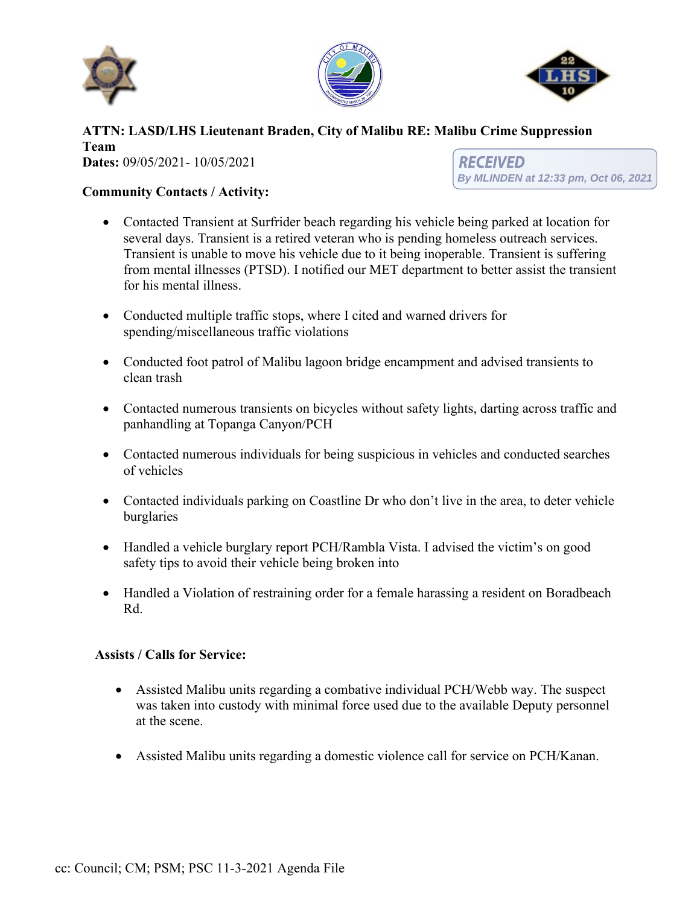**ATTN: LASD/LHS Lieutenant Braden, City of Malibu RE: Malibu Crime Suppression Team**

**Dates:** 09/05/2021- 10/05/2021

RECEIVED
By MLINDEN at 12:33 pm, Oct 06, 2021

**Community Contacts / Activity:**

- Contacted Transient at Surfrider beach regarding his vehicle being parked at location for several days. Transient is a retired veteran who is pending homeless outreach services. Transient is unable to move his vehicle due to it being inoperable. Transient is suffering from mental illnesses (PTSD). I notified our MET department to better assist the transient for his mental illness.

- Conducted multiple traffic stops, where I cited and warned drivers for spending/miscellaneous traffic violations

- Conducted foot patrol of Malibu lagoon bridge encampment and advised transients to clean trash

- Contacted numerous transients on bicycles without safety lights, darting across traffic and panhandling at Topanga Canyon/PCH

- Contacted numerous individuals for being suspicious in vehicles and conducted searches of vehicles

- Contacted individuals parking on Coastline Dr who don't live in the area, to deter vehicle burglaries

- Handled a vehicle burglary report PCH/Rambla Vista. I advised the victim's on good safety tips to avoid their vehicle being broken into

- Handled a Violation of restraining order for a female harassing a resident on Boradbeach Rd.

**Assists / Calls for Service:**

- Assisted Malibu units regarding a combative individual PCH/Webb way. The suspect was taken into custody with minimal force used due to the available Deputy personnel at the scene.

- Assisted Malibu units regarding a domestic violence call for service on PCH/Kanan.

cc: Council; CM; PSM; PSC 11-3-2021 Agenda File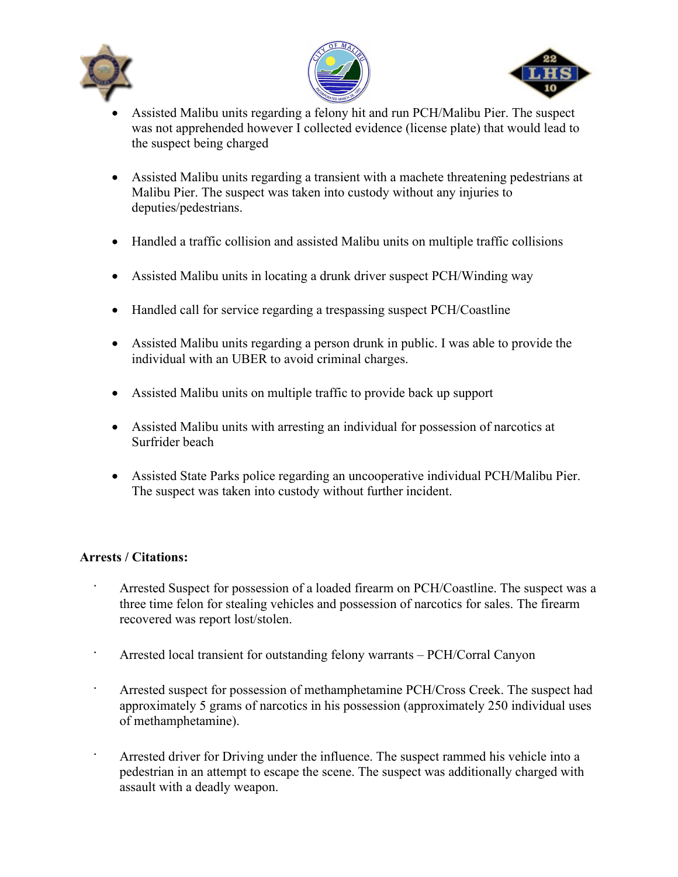- Assisted Malibu units regarding a felony hit and run PCH/Malibu Pier. The suspect was not apprehended however I collected evidence (license plate) that would lead to the suspect being charged

- Assisted Malibu units regarding a transient with a machete threatening pedestrians at Malibu Pier. The suspect was taken into custody without any injuries to deputies/pedestrians.

- Handled a traffic collision and assisted Malibu units on multiple traffic collisions

- Assisted Malibu units in locating a drunk driver suspect PCH/Winding way

- Handled call for service regarding a trespassing suspect PCH/Coastline

- Assisted Malibu units regarding a person drunk in public. I was able to provide the individual with an UBER to avoid criminal charges.

- Assisted Malibu units on multiple traffic to provide back up support

- Assisted Malibu units with arresting an individual for possession of narcotics at Surfrider beach

- Assisted State Parks police regarding an uncooperative individual PCH/Malibu Pier. The suspect was taken into custody without further incident.

**Arrests / Citations:**

- Arrested Suspect for possession of a loaded firearm on PCH/Coastline. The suspect was a three time felon for stealing vehicles and possession of narcotics for sales. The firearm recovered was report lost/stolen.

- Arrested local transient for outstanding felony warrants – PCH/Corral Canyon

- Arrested suspect for possession of methamphetamine PCH/Cross Creek. The suspect had approximately 5 grams of narcotics in his possession (approximately 250 individual uses of methamphetamine).

- Arrested driver for Driving under the influence. The suspect rammed his vehicle into a pedestrian in an attempt to escape the scene. The suspect was additionally charged with assault with a deadly weapon.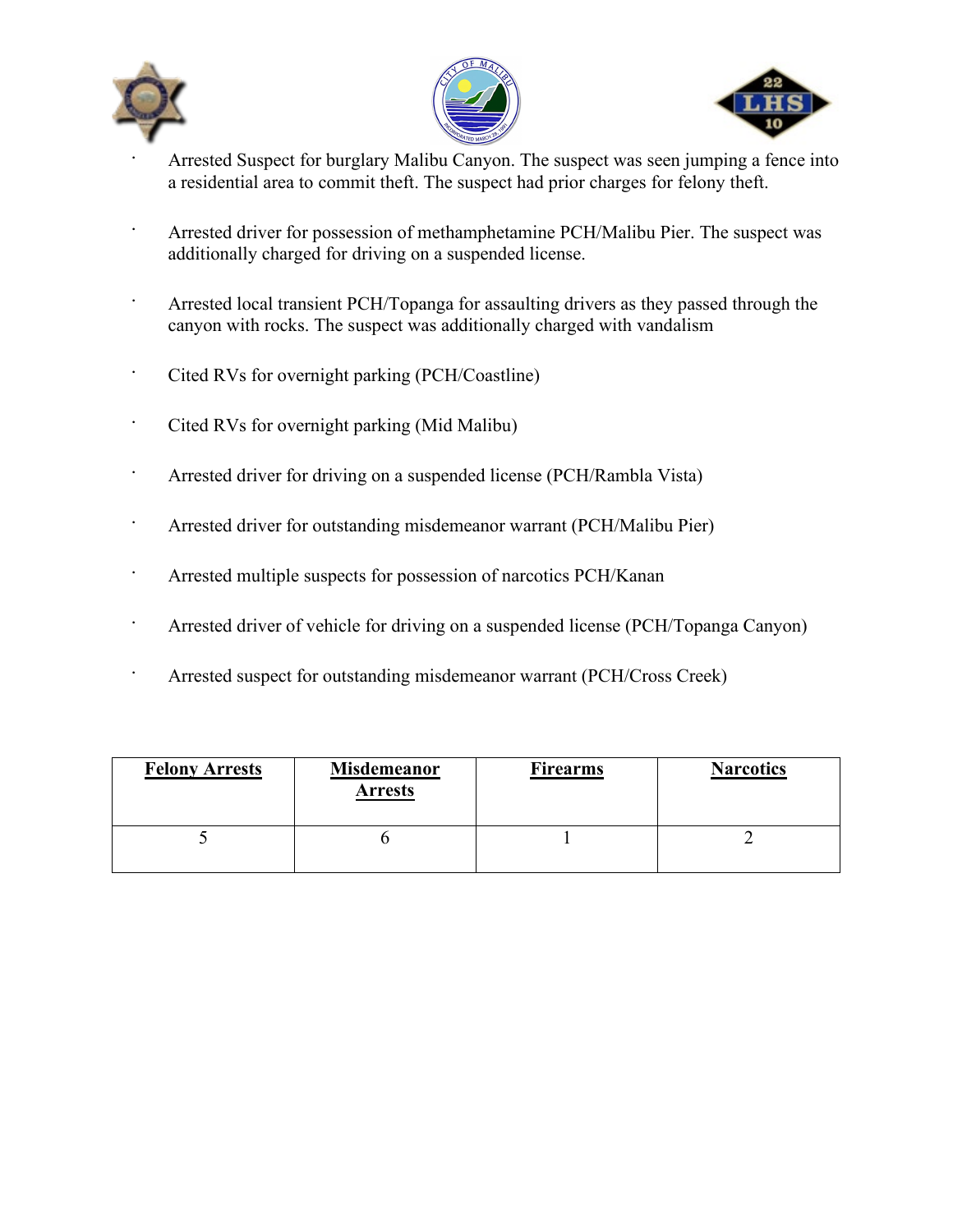- Arrested Suspect for burglary Malibu Canyon. The suspect was seen jumping a fence into a residential area to commit theft. The suspect had prior charges for felony theft.

- Arrested driver for possession of methamphetamine PCH/Malibu Pier. The suspect was additionally charged for driving on a suspended license.

- Arrested local transient PCH/Topanga for assaulting drivers as they passed through the canyon with rocks. The suspect was additionally charged with vandalism

- Cited RVs for overnight parking (PCH/Coastline)

- Cited RVs for overnight parking (Mid Malibu)

- Arrested driver for driving on a suspended license (PCH/Rambla Vista)

- Arrested driver for outstanding misdemeanor warrant (PCH/Malibu Pier)

- Arrested multiple suspects for possession of narcotics PCH/Kanan

- Arrested driver of vehicle for driving on a suspended license (PCH/Topanga Canyon)

- Arrested suspect for outstanding misdemeanor warrant (PCH/Cross Creek)

| **Felony Arrests** | **Misdemeanor Arrests** | **Firearms** | **Narcotics** |
|---|---|---|---|
| 5 | 6 | 1 | 2 |